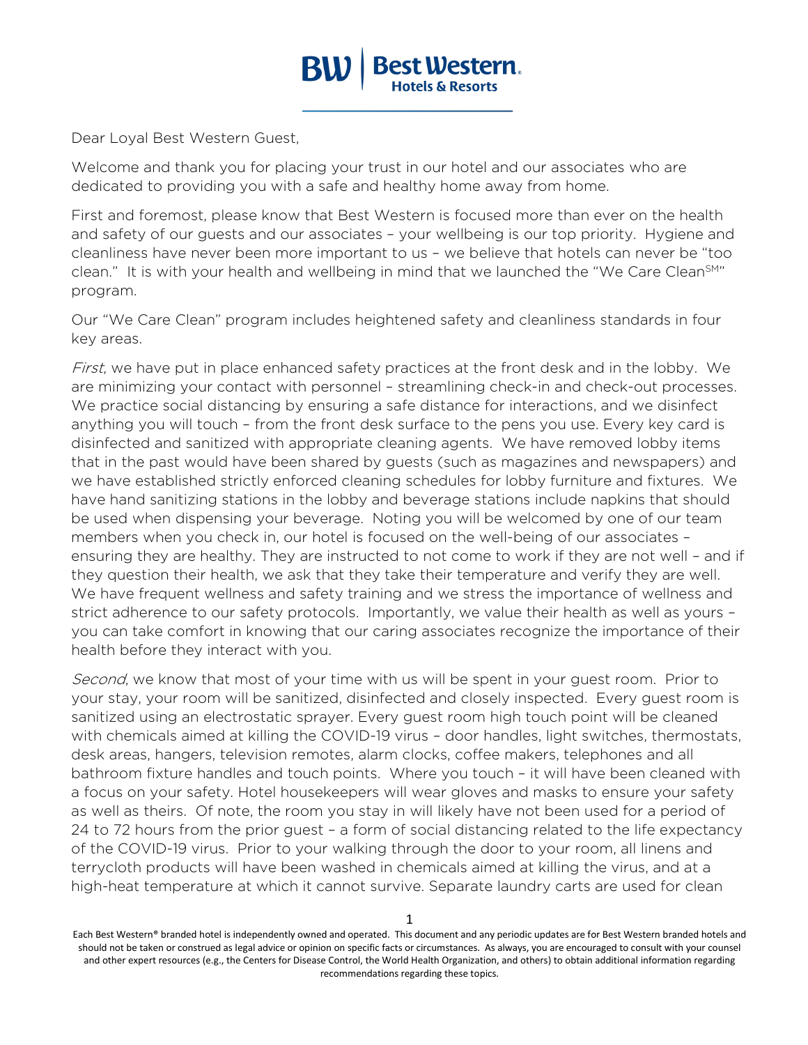Dear Loyal Best Western Guest,

Welcome and thank you for placing your trust in our hotel and our associates who are dedicated to providing you with a safe and healthy home away from home.

First and foremost, please know that Best Western is focused more than ever on the health and safety of our guests and our associates – your wellbeing is our top priority. Hygiene and cleanliness have never been more important to us – we believe that hotels can never be "too clean." It is with your health and wellbeing in mind that we launched the "We Care Clean[SM]" program.

Our "We Care Clean" program includes heightened safety and cleanliness standards in four key areas.

*First*, we have put in place enhanced safety practices at the front desk and in the lobby. We are minimizing your contact with personnel – streamlining check-in and check-out processes. We practice social distancing by ensuring a safe distance for interactions, and we disinfect anything you will touch – from the front desk surface to the pens you use. Every key card is disinfected and sanitized with appropriate cleaning agents. We have removed lobby items that in the past would have been shared by guests (such as magazines and newspapers) and we have established strictly enforced cleaning schedules for lobby furniture and fixtures. We have hand sanitizing stations in the lobby and beverage stations include napkins that should be used when dispensing your beverage. Noting you will be welcomed by one of our team members when you check in, our hotel is focused on the well-being of our associates – ensuring they are healthy. They are instructed to not come to work if they are not well – and if they question their health, we ask that they take their temperature and verify they are well. We have frequent wellness and safety training and we stress the importance of wellness and strict adherence to our safety protocols. Importantly, we value their health as well as yours – you can take comfort in knowing that our caring associates recognize the importance of their health before they interact with you.

*Second*, we know that most of your time with us will be spent in your guest room. Prior to your stay, your room will be sanitized, disinfected and closely inspected. Every guest room is sanitized using an electrostatic sprayer. Every guest room high touch point will be cleaned with chemicals aimed at killing the COVID-19 virus – door handles, light switches, thermostats, desk areas, hangers, television remotes, alarm clocks, coffee makers, telephones and all bathroom fixture handles and touch points. Where you touch – it will have been cleaned with a focus on your safety. Hotel housekeepers will wear gloves and masks to ensure your safety as well as theirs. Of note, the room you stay in will likely have not been used for a period of 24 to 72 hours from the prior guest – a form of social distancing related to the life expectancy of the COVID-19 virus. Prior to your walking through the door to your room, all linens and terrycloth products will have been washed in chemicals aimed at killing the virus, and at a high-heat temperature at which it cannot survive. Separate laundry carts are used for clean

Each Best Western® branded hotel is independently owned and operated. This document and any periodic updates are for Best Western branded hotels and should not be taken or construed as legal advice or opinion on specific facts or circumstances. As always, you are encouraged to consult with your counsel and other expert resources (e.g., the Centers for Disease Control, the World Health Organization, and others) to obtain additional information regarding recommendations regarding these topics.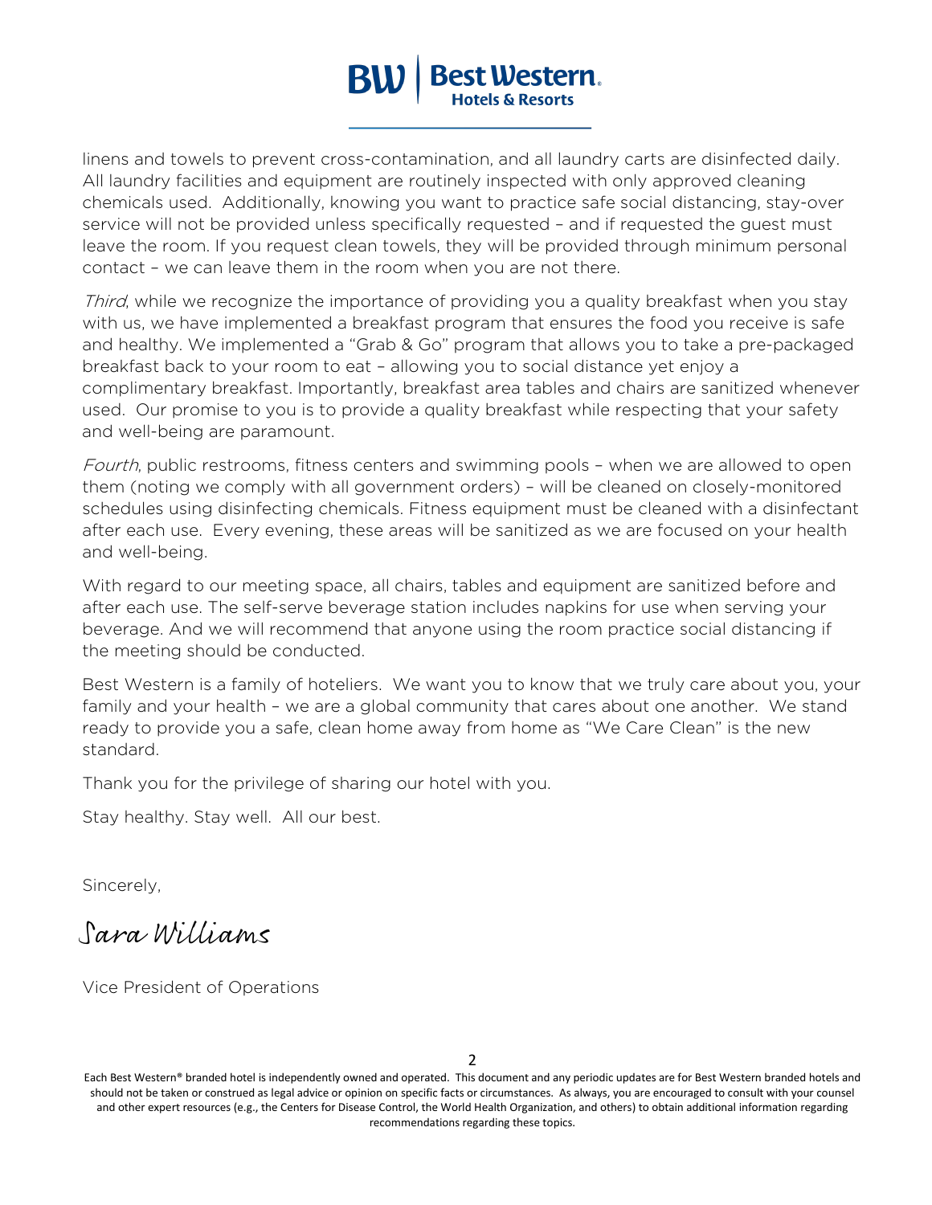linens and towels to prevent cross-contamination, and all laundry carts are disinfected daily. All laundry facilities and equipment are routinely inspected with only approved cleaning chemicals used. Additionally, knowing you want to practice safe social distancing, stay-over service will not be provided unless specifically requested – and if requested the guest must leave the room. If you request clean towels, they will be provided through minimum personal contact – we can leave them in the room when you are not there.

*Third*, while we recognize the importance of providing you a quality breakfast when you stay with us, we have implemented a breakfast program that ensures the food you receive is safe and healthy. We implemented a "Grab & Go" program that allows you to take a pre-packaged breakfast back to your room to eat – allowing you to social distance yet enjoy a complimentary breakfast. Importantly, breakfast area tables and chairs are sanitized whenever used. Our promise to you is to provide a quality breakfast while respecting that your safety and well-being are paramount.

*Fourth*, public restrooms, fitness centers and swimming pools – when we are allowed to open them (noting we comply with all government orders) – will be cleaned on closely-monitored schedules using disinfecting chemicals. Fitness equipment must be cleaned with a disinfectant after each use. Every evening, these areas will be sanitized as we are focused on your health and well-being.

With regard to our meeting space, all chairs, tables and equipment are sanitized before and after each use. The self-serve beverage station includes napkins for use when serving your beverage. And we will recommend that anyone using the room practice social distancing if the meeting should be conducted.

Best Western is a family of hoteliers. We want you to know that we truly care about you, your family and your health – we are a global community that cares about one another. We stand ready to provide you a safe, clean home away from home as "We Care Clean" is the new standard.

Thank you for the privilege of sharing our hotel with you.

Stay healthy. Stay well. All our best.

Sincerely,

Sara Williams

Vice President of Operations

Each Best Western® branded hotel is independently owned and operated. This document and any periodic updates are for Best Western branded hotels and should not be taken or construed as legal advice or opinion on specific facts or circumstances. As always, you are encouraged to consult with your counsel and other expert resources (e.g., the Centers for Disease Control, the World Health Organization, and others) to obtain additional information regarding recommendations regarding these topics.